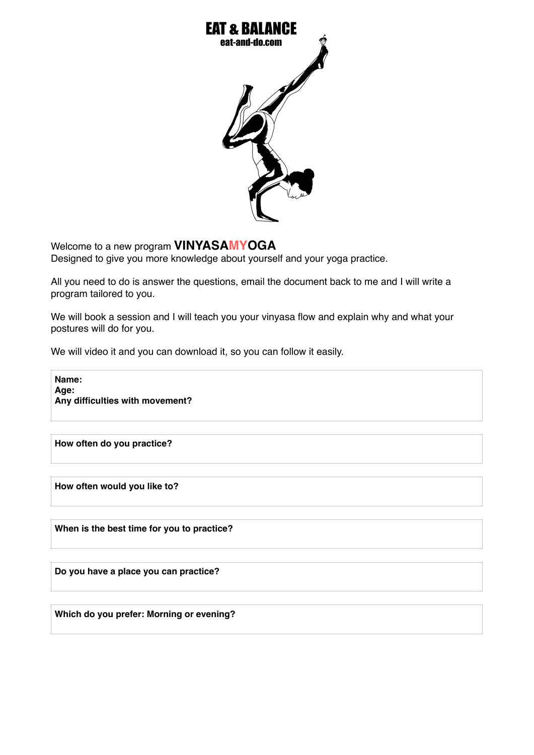# EAT & BALANCE

**eat-and-do.com**

Welcome to a new program **VINYASAMYOGA**
Designed to give you more knowledge about yourself and your yoga practice.

All you need to do is answer the questions, email the document back to me and I will write a program tailored to you.

We will book a session and I will teach you your vinyasa flow and explain why and what your postures will do for you.

We will video it and you can download it, so you can follow it easily.

**Name:**
**Age:**
**Any difficulties with movement?**

**How often do you practice?**

**How often would you like to?**

**When is the best time for you to practice?**

**Do you have a place you can practice?**

**Which do you prefer: Morning or evening?**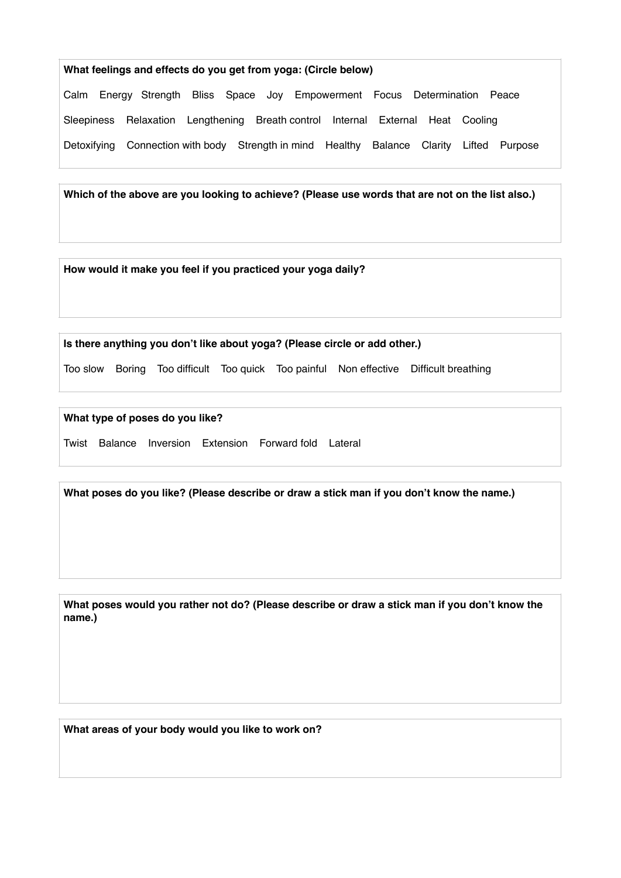**What feelings and effects do you get from yoga: (Circle below)**

Calm Energy Strength Bliss Space Joy Empowerment Focus Determination Peace

Sleepiness Relaxation Lengthening Breath control Internal External Heat Cooling

Detoxifying Connection with body Strength in mind Healthy Balance Clarity Lifted Purpose

**Which of the above are you looking to achieve? (Please use words that are not on the list also.)**

**How would it make you feel if you practiced your yoga daily?**

**Is there anything you don't like about yoga? (Please circle or add other.)**

Too slow Boring Too difficult Too quick Too painful Non effective Difficult breathing

**What type of poses do you like?**

Twist Balance Inversion Extension Forward fold Lateral

**What poses do you like? (Please describe or draw a stick man if you don't know the name.)**

**What poses would you rather not do? (Please describe or draw a stick man if you don't know the name.)**

**What areas of your body would you like to work on?**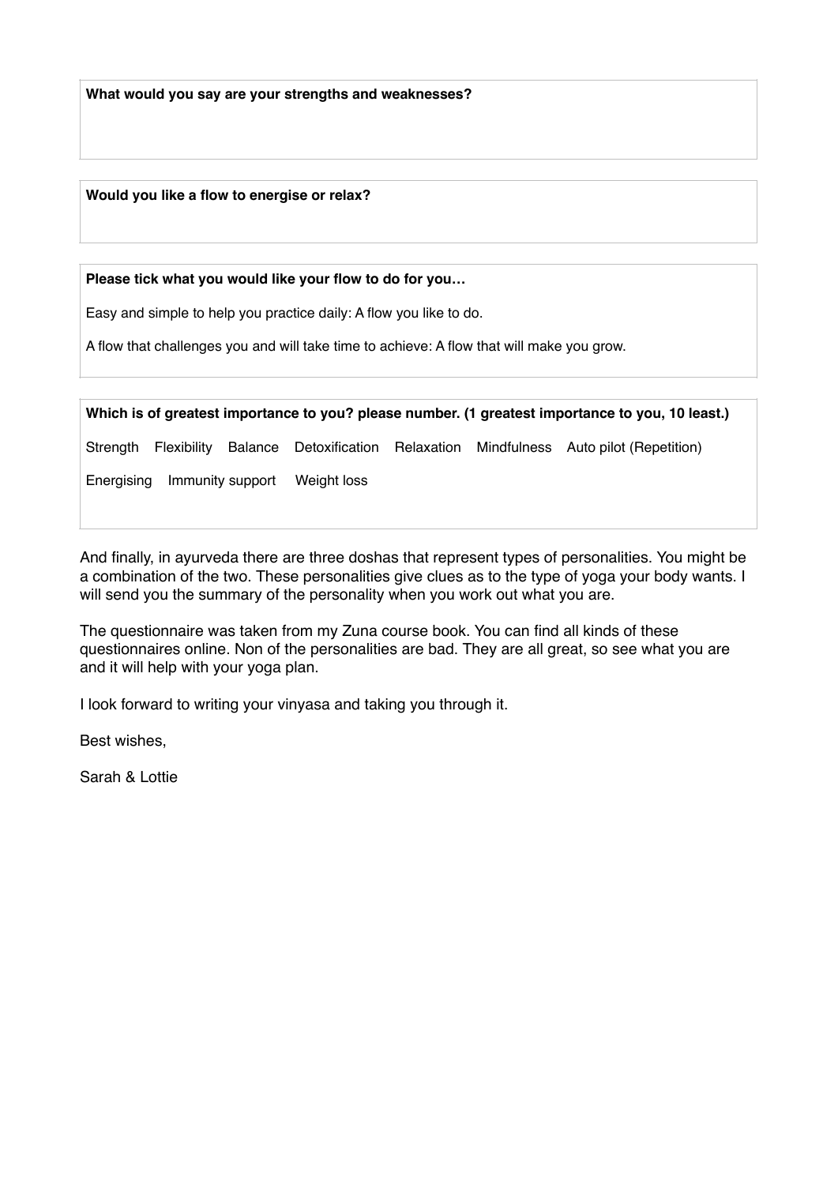**What would you say are your strengths and weaknesses?**

**Would you like a flow to energise or relax?**

**Please tick what you would like your flow to do for you…**

Easy and simple to help you practice daily: A flow you like to do.

A flow that challenges you and will take time to achieve: A flow that will make you grow.

**Which is of greatest importance to you? please number. (1 greatest importance to you, 10 least.)**

Strength  Flexibility  Balance  Detoxification  Relaxation  Mindfulness  Auto pilot (Repetition)

Energising  Immunity support  Weight loss

And finally, in ayurveda there are three doshas that represent types of personalities. You might be a combination of the two. These personalities give clues as to the type of yoga your body wants. I will send you the summary of the personality when you work out what you are.

The questionnaire was taken from my Zuna course book. You can find all kinds of these questionnaires online. Non of the personalities are bad. They are all great, so see what you are and it will help with your yoga plan.

I look forward to writing your vinyasa and taking you through it.

Best wishes,

Sarah & Lottie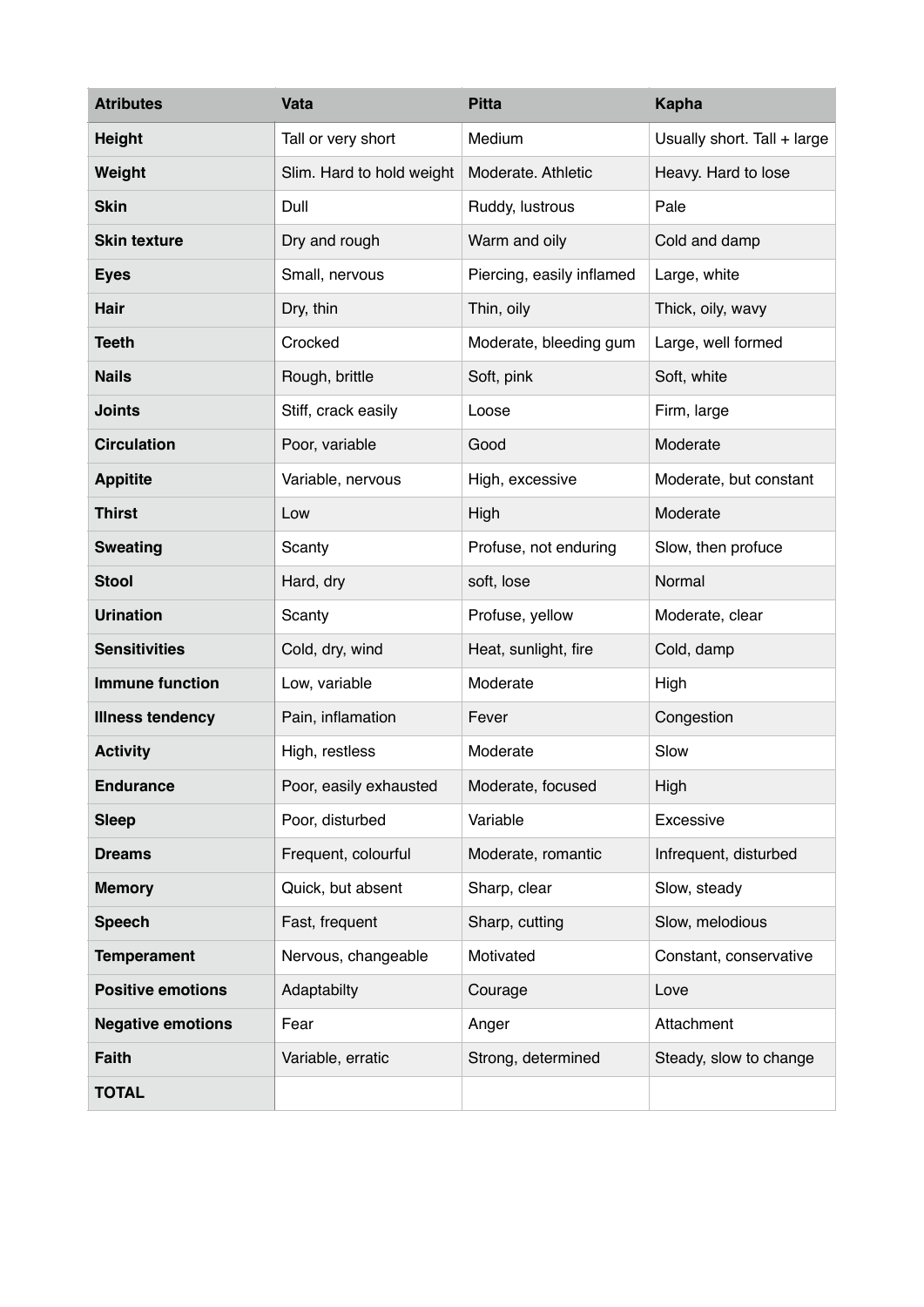| Atributes | Vata | Pitta | Kapha |
|---|---|---|---|
| **Height** | Tall or very short | Medium | Usually short. Tall + large |
| **Weight** | Slim. Hard to hold weight | Moderate. Athletic | Heavy. Hard to lose |
| **Skin** | Dull | Ruddy, lustrous | Pale |
| **Skin texture** | Dry and rough | Warm and oily | Cold and damp |
| **Eyes** | Small, nervous | Piercing, easily inflamed | Large, white |
| **Hair** | Dry, thin | Thin, oily | Thick, oily, wavy |
| **Teeth** | Crocked | Moderate, bleeding gum | Large, well formed |
| **Nails** | Rough, brittle | Soft, pink | Soft, white |
| **Joints** | Stiff, crack easily | Loose | Firm, large |
| **Circulation** | Poor, variable | Good | Moderate |
| **Appitite** | Variable, nervous | High, excessive | Moderate, but constant |
| **Thirst** | Low | High | Moderate |
| **Sweating** | Scanty | Profuse, not enduring | Slow, then profuce |
| **Stool** | Hard, dry | soft, lose | Normal |
| **Urination** | Scanty | Profuse, yellow | Moderate, clear |
| **Sensitivities** | Cold, dry, wind | Heat, sunlight, fire | Cold, damp |
| **Immune function** | Low, variable | Moderate | High |
| **Illness tendency** | Pain, inflamation | Fever | Congestion |
| **Activity** | High, restless | Moderate | Slow |
| **Endurance** | Poor, easily exhausted | Moderate, focused | High |
| **Sleep** | Poor, disturbed | Variable | Excessive |
| **Dreams** | Frequent, colourful | Moderate, romantic | Infrequent, disturbed |
| **Memory** | Quick, but absent | Sharp, clear | Slow, steady |
| **Speech** | Fast, frequent | Sharp, cutting | Slow, melodious |
| **Temperament** | Nervous, changeable | Motivated | Constant, conservative |
| **Positive emotions** | Adaptabilty | Courage | Love |
| **Negative emotions** | Fear | Anger | Attachment |
| **Faith** | Variable, erratic | Strong, determined | Steady, slow to change |
| **TOTAL** | | | |